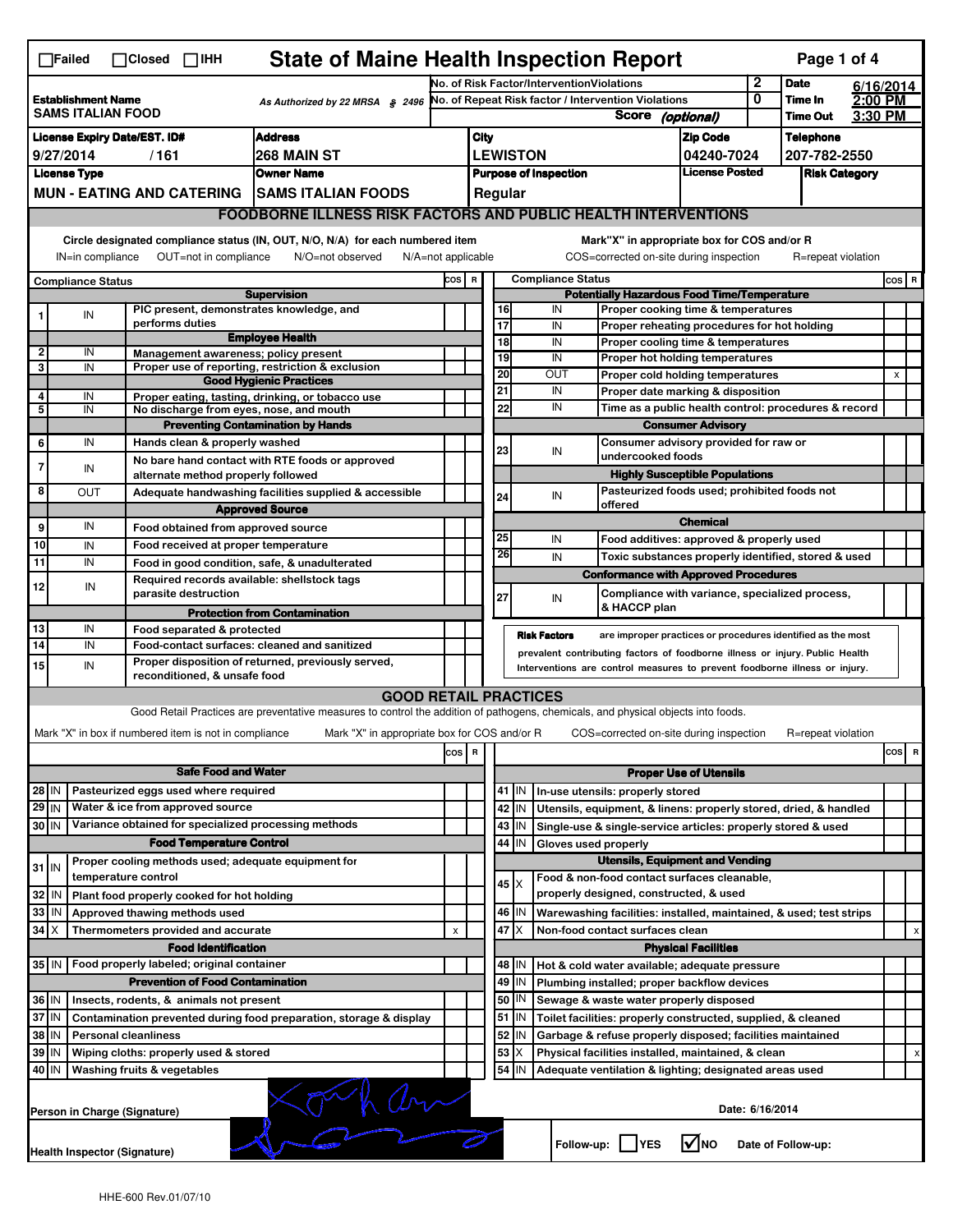☐Failed ☐Closed ☐IHH

# State of Maine Health Inspection Report

| | | | |
|---|---|---|---|
| **Establishment Name** SAMS ITALIAN FOOD | As Authorized by 22 MRSA § 2496 | No. of Risk Factor/InterventionViolations: 2 | **Date** 6/16/2014 |
| | | No. of Repeat Risk factor / Intervention Violations: 0 | **Time In** 2:00 PM |
| | | Score (optional) | **Time Out** 3:30 PM |

| License Expiry Date/EST. ID# | Address | City | Zip Code | Telephone |
|---|---|---|---|---|
| 9/27/2014 / 161 | 268 MAIN ST | LEWISTON | 04240-7024 | 207-782-2550 |
| **License Type** | **Owner Name** | **Purpose of Inspection** | **License Posted** | **Risk Category** |
| MUN - EATING AND CATERING | SAMS ITALIAN FOODS | Regular | | |

## FOODBORNE ILLNESS RISK FACTORS AND PUBLIC HEALTH INTERVENTIONS

Circle designated compliance status (IN, OUT, N/O, N/A) for each numbered item
IN=in compliance OUT=not in compliance N/O=not observed N/A=not applicable

Mark"X" in appropriate box for COS and/or R
COS=corrected on-site during inspection R=repeat violation

| # | Compliance Status | | COS | R |
|---|---|---|---|---|
| | | **Supervision** | | |
| 1 | IN | PIC present, demonstrates knowledge, and performs duties | | |
| | | **Employee Health** | | |
| 2 | IN | Management awareness; policy present | | |
| 3 | IN | Proper use of reporting, restriction & exclusion | | |
| | | **Good Hygienic Practices** | | |
| 4 | IN | Proper eating, tasting, drinking, or tobacco use | | |
| 5 | IN | No discharge from eyes, nose, and mouth | | |
| | | **Preventing Contamination by Hands** | | |
| 6 | IN | Hands clean & properly washed | | |
| 7 | IN | No bare hand contact with RTE foods or approved alternate method properly followed | | |
| 8 | OUT | Adequate handwashing facilities supplied & accessible | | |
| | | **Approved Source** | | |
| 9 | IN | Food obtained from approved source | | |
| 10 | IN | Food received at proper temperature | | |
| 11 | IN | Food in good condition, safe, & unadulterated | | |
| 12 | IN | Required records available: shellstock tags parasite destruction | | |
| | | **Protection from Contamination** | | |
| 13 | IN | Food separated & protected | | |
| 14 | IN | Food-contact surfaces: cleaned and sanitized | | |
| 15 | IN | Proper disposition of returned, previously served, reconditioned, & unsafe food | | |
| | | **Potentially Hazardous Food Time/Temperature** | | |
| 16 | IN | Proper cooking time & temperatures | | |
| 17 | IN | Proper reheating procedures for hot holding | | |
| 18 | IN | Proper cooling time & temperatures | | |
| 19 | IN | Proper hot holding temperatures | | |
| 20 | OUT | Proper cold holding temperatures | | x |
| 21 | IN | Proper date marking & disposition | | |
| 22 | IN | Time as a public health control: procedures & record | | |
| | | **Consumer Advisory** | | |
| 23 | IN | Consumer advisory provided for raw or undercooked foods | | |
| | | **Highly Susceptible Populations** | | |
| 24 | IN | Pasteurized foods used; prohibited foods not offered | | |
| | | **Chemical** | | |
| 25 | IN | Food additives: approved & properly used | | |
| 26 | IN | Toxic substances properly identified, stored & used | | |
| | | **Conformance with Approved Procedures** | | |
| 27 | IN | Compliance with variance, specialized process, & HACCP plan | | |

**Risk Factors** are improper practices or procedures identified as the most prevalent contributing factors of foodborne illness or injury. Public Health Interventions are control measures to prevent foodborne illness or injury.

## GOOD RETAIL PRACTICES

Good Retail Practices are preventative measures to control the addition of pathogens, chemicals, and physical objects into foods.

Mark "X" in box if numbered item is not in compliance Mark "X" in appropriate box for COS and/or R COS=corrected on-site during inspection R=repeat violation

| # | | | COS | R |
|---|---|---|---|---|
| | | **Safe Food and Water** | | |
| 28 | IN | Pasteurized eggs used where required | | |
| 29 | IN | Water & ice from approved source | | |
| 30 | IN | Variance obtained for specialized processing methods | | |
| | | **Food Temperature Control** | | |
| 31 | IN | Proper cooling methods used; adequate equipment for temperature control | | |
| 32 | IN | Plant food properly cooked for hot holding | | |
| 33 | IN | Approved thawing methods used | | |
| 34 | X | Thermometers provided and accurate | x | |
| | | **Food Identification** | | |
| 35 | IN | Food properly labeled; original container | | |
| | | **Prevention of Food Contamination** | | |
| 36 | IN | Insects, rodents, & animals not present | | |
| 37 | IN | Contamination prevented during food preparation, storage & display | | |
| 38 | IN | Personal cleanliness | | |
| 39 | IN | Wiping cloths: properly used & stored | | |
| 40 | IN | Washing fruits & vegetables | | |
| | | **Proper Use of Utensils** | | |
| 41 | IN | In-use utensils: properly stored | | |
| 42 | IN | Utensils, equipment, & linens: properly stored, dried, & handled | | |
| 43 | IN | Single-use & single-service articles: properly stored & used | | |
| 44 | IN | Gloves used properly | | |
| | | **Utensils, Equipment and Vending** | | |
| 45 | X | Food & non-food contact surfaces cleanable, properly designed, constructed, & used | | |
| 46 | IN | Warewashing facilities: installed, maintained, & used; test strips | | |
| 47 | X | Non-food contact surfaces clean | | x |
| | | **Physical Facilities** | | |
| 48 | IN | Hot & cold water available; adequate pressure | | |
| 49 | IN | Plumbing installed; proper backflow devices | | |
| 50 | IN | Sewage & waste water properly disposed | | |
| 51 | IN | Toilet facilities: properly constructed, supplied, & cleaned | | |
| 52 | IN | Garbage & refuse properly disposed; facilities maintained | | |
| 53 | X | Physical facilities installed, maintained, & clean | | x |
| 54 | IN | Adequate ventilation & lighting; designated areas used | | |

Person in Charge (Signature) [signature] Date: 6/16/2014

Health Inspector (Signature) [signature] Follow-up: ☐YES ☑NO Date of Follow-up:

HHE-600 Rev.01/07/10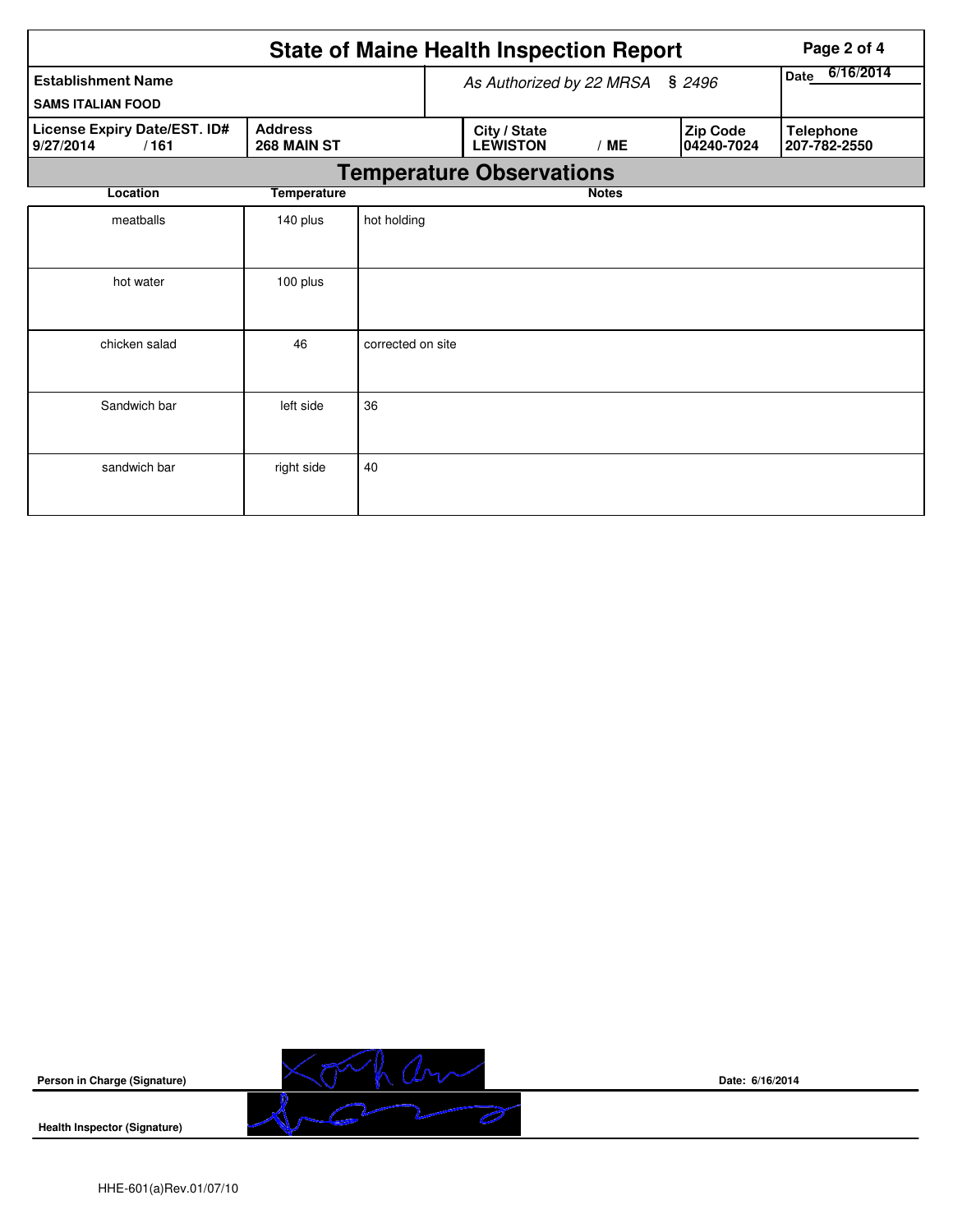# State of Maine Health Inspection Report

| Establishment Name | As Authorized by 22 MRSA § 2496 | Date 6/16/2014 |
|---|---|---|
| SAMS ITALIAN FOOD | | |

| License Expiry Date/EST. ID# | Address | City / State | Zip Code | Telephone |
|---|---|---|---|---|
| 9/27/2014 / 161 | 268 MAIN ST | LEWISTON / ME | 04240-7024 | 207-782-2550 |

## Temperature Observations

| Location | Temperature | Notes |
|---|---|---|
| meatballs | 140 plus | hot holding |
| hot water | 100 plus | |
| chicken salad | 46 | corrected on site |
| Sandwich bar | left side | 36 |
| sandwich bar | right side | 40 |

Person in Charge (Signature)

Date: 6/16/2014

Health Inspector (Signature)

HHE-601(a)Rev.01/07/10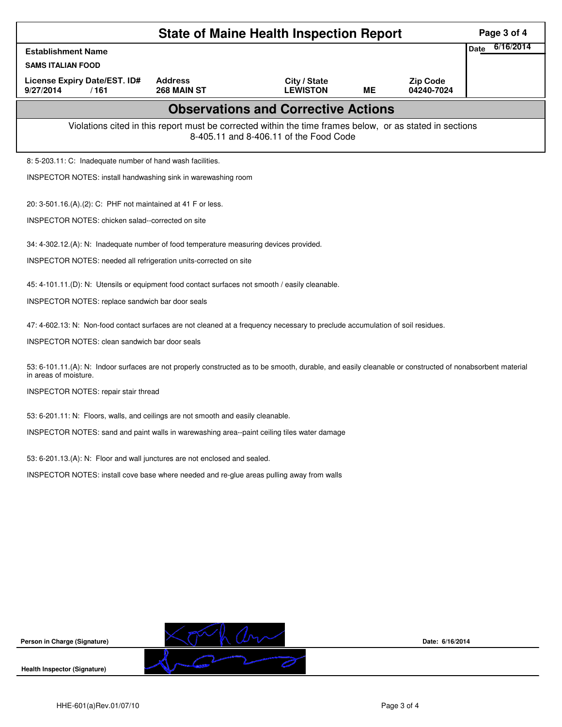# State of Maine Health Inspection Report

| Establishment Name | | | | | Date 6/16/2014 |
|---|---|---|---|---|---|
| SAMS ITALIAN FOOD | | | | | |
| License Expiry Date/EST. ID# | Address | City / State | | Zip Code | |
| 9/27/2014 / 161 | 268 MAIN ST | LEWISTON | ME | 04240-7024 | |

## Observations and Corrective Actions

Violations cited in this report must be corrected within the time frames below, or as stated in sections 8-405.11 and 8-406.11 of the Food Code

8: 5-203.11: C: Inadequate number of hand wash facilities.

INSPECTOR NOTES: install handwashing sink in warewashing room

20: 3-501.16.(A).(2): C: PHF not maintained at 41 F or less.

INSPECTOR NOTES: chicken salad--corrected on site

34: 4-302.12.(A): N: Inadequate number of food temperature measuring devices provided.

INSPECTOR NOTES: needed all refrigeration units-corrected on site

45: 4-101.11.(D): N: Utensils or equipment food contact surfaces not smooth / easily cleanable.

INSPECTOR NOTES: replace sandwich bar door seals

47: 4-602.13: N: Non-food contact surfaces are not cleaned at a frequency necessary to preclude accumulation of soil residues.

INSPECTOR NOTES: clean sandwich bar door seals

53: 6-101.11.(A): N: Indoor surfaces are not properly constructed as to be smooth, durable, and easily cleanable or constructed of nonabsorbent material in areas of moisture.

INSPECTOR NOTES: repair stair thread

53: 6-201.11: N: Floors, walls, and ceilings are not smooth and easily cleanable.

INSPECTOR NOTES: sand and paint walls in warewashing area--paint ceiling tiles water damage

53: 6-201.13.(A): N: Floor and wall junctures are not enclosed and sealed.

INSPECTOR NOTES: install cove base where needed and re-glue areas pulling away from walls

**Person in Charge (Signature)** Date: 6/16/2014

**Health Inspector (Signature)**

HHE-601(a)Rev.01/07/10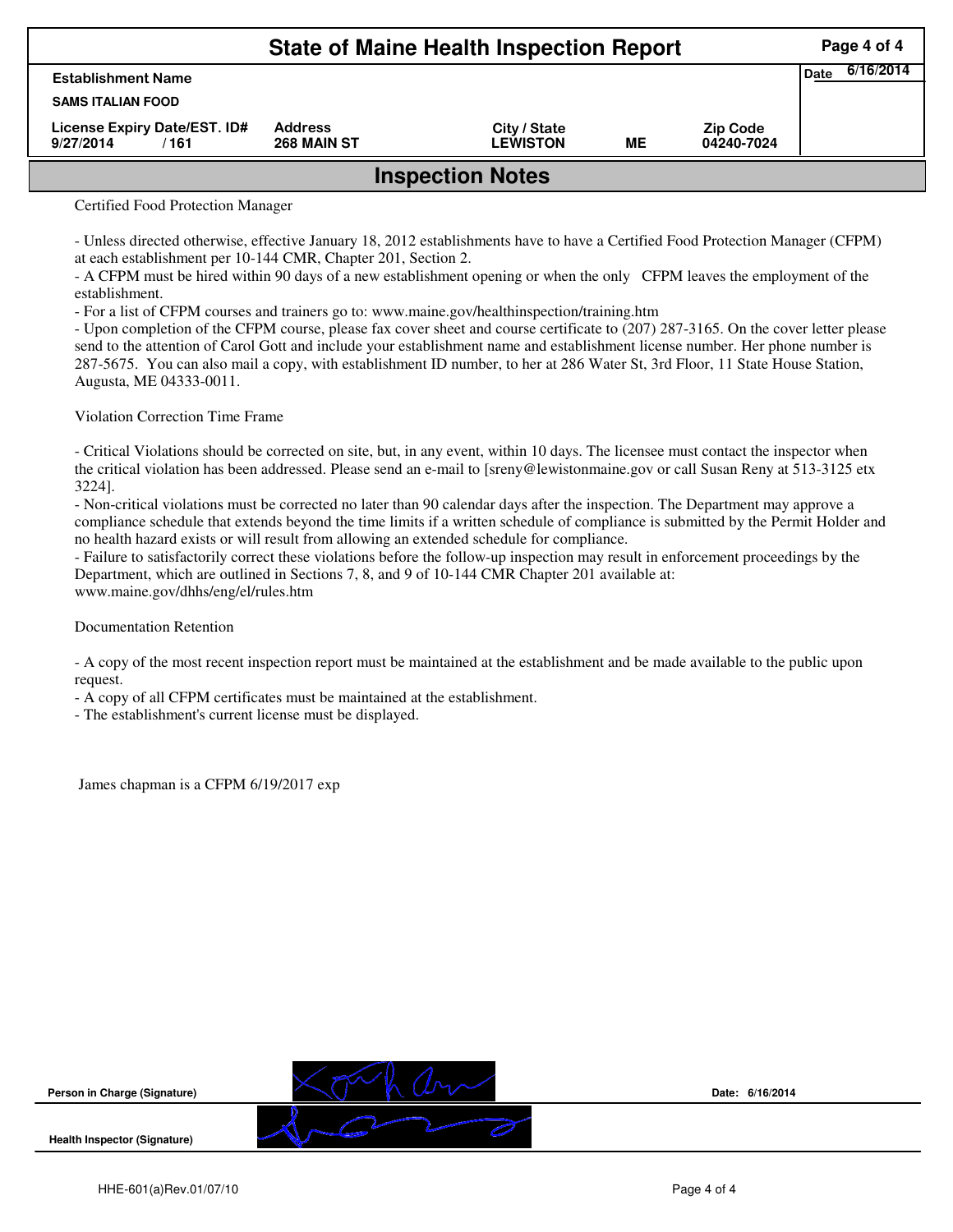# State of Maine Health Inspection Report

| Establishment Name | | | | | Date 6/16/2014 |
|---|---|---|---|---|---|
| SAMS ITALIAN FOOD | | | | | |
| License Expiry Date/EST. ID# | Address | City / State | | Zip Code | |
| 9/27/2014 / 161 | 268 MAIN ST | LEWISTON | ME | 04240-7024 | |

## Inspection Notes

Certified Food Protection Manager

- Unless directed otherwise, effective January 18, 2012 establishments have to have a Certified Food Protection Manager (CFPM) at each establishment per 10-144 CMR, Chapter 201, Section 2.
- A CFPM must be hired within 90 days of a new establishment opening or when the only CFPM leaves the employment of the establishment.
- For a list of CFPM courses and trainers go to: www.maine.gov/healthinspection/training.htm
- Upon completion of the CFPM course, please fax cover sheet and course certificate to (207) 287-3165. On the cover letter please send to the attention of Carol Gott and include your establishment name and establishment license number. Her phone number is 287-5675. You can also mail a copy, with establishment ID number, to her at 286 Water St, 3rd Floor, 11 State House Station, Augusta, ME 04333-0011.

Violation Correction Time Frame

- Critical Violations should be corrected on site, but, in any event, within 10 days. The licensee must contact the inspector when the critical violation has been addressed. Please send an e-mail to [sreny@lewistonmaine.gov or call Susan Reny at 513-3125 etx 3224].
- Non-critical violations must be corrected no later than 90 calendar days after the inspection. The Department may approve a compliance schedule that extends beyond the time limits if a written schedule of compliance is submitted by the Permit Holder and no health hazard exists or will result from allowing an extended schedule for compliance.
- Failure to satisfactorily correct these violations before the follow-up inspection may result in enforcement proceedings by the Department, which are outlined in Sections 7, 8, and 9 of 10-144 CMR Chapter 201 available at: www.maine.gov/dhhs/eng/el/rules.htm

Documentation Retention

- A copy of the most recent inspection report must be maintained at the establishment and be made available to the public upon request.
- A copy of all CFPM certificates must be maintained at the establishment.
- The establishment's current license must be displayed.

James chapman is a CFPM 6/19/2017 exp

Person in Charge (Signature) Date: 6/16/2014

Health Inspector (Signature)

HHE-601(a)Rev.01/07/10